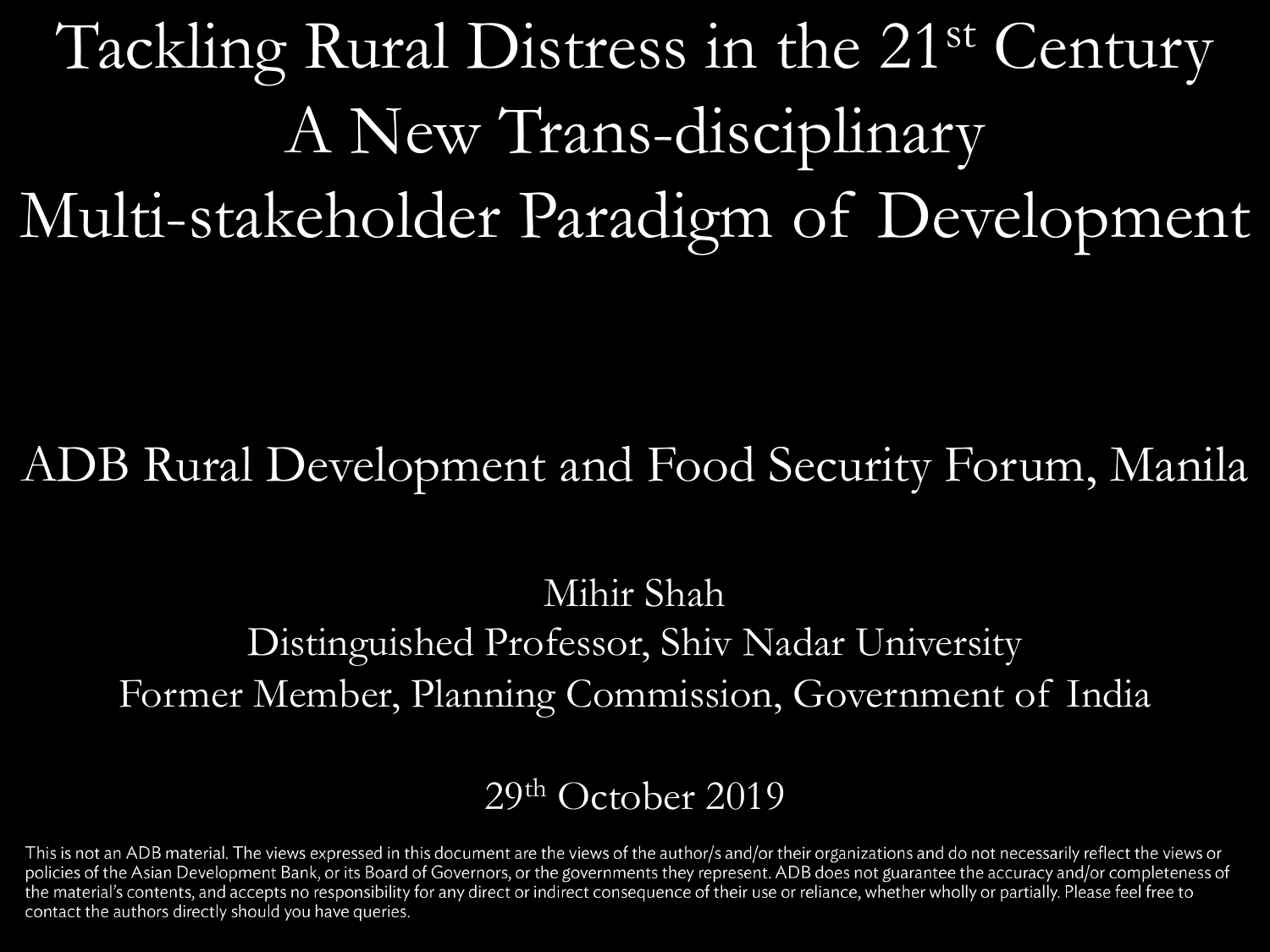# Tackling Rural Distress in the 21st Century A New Trans-disciplinary Multi-stakeholder Paradigm of Development

ADB Rural Development and Food Security Forum, Manila

Mihir Shah
Distinguished Professor, Shiv Nadar University
Former Member, Planning Commission, Government of India

29th October 2019

This is not an ADB material. The views expressed in this document are the views of the author/s and/or their organizations and do not necessarily reflect the views or policies of the Asian Development Bank, or its Board of Governors, or the governments they represent. ADB does not guarantee the accuracy and/or completeness of the material's contents, and accepts no responsibility for any direct or indirect consequence of their use or reliance, whether wholly or partially. Please feel free to contact the authors directly should you have queries.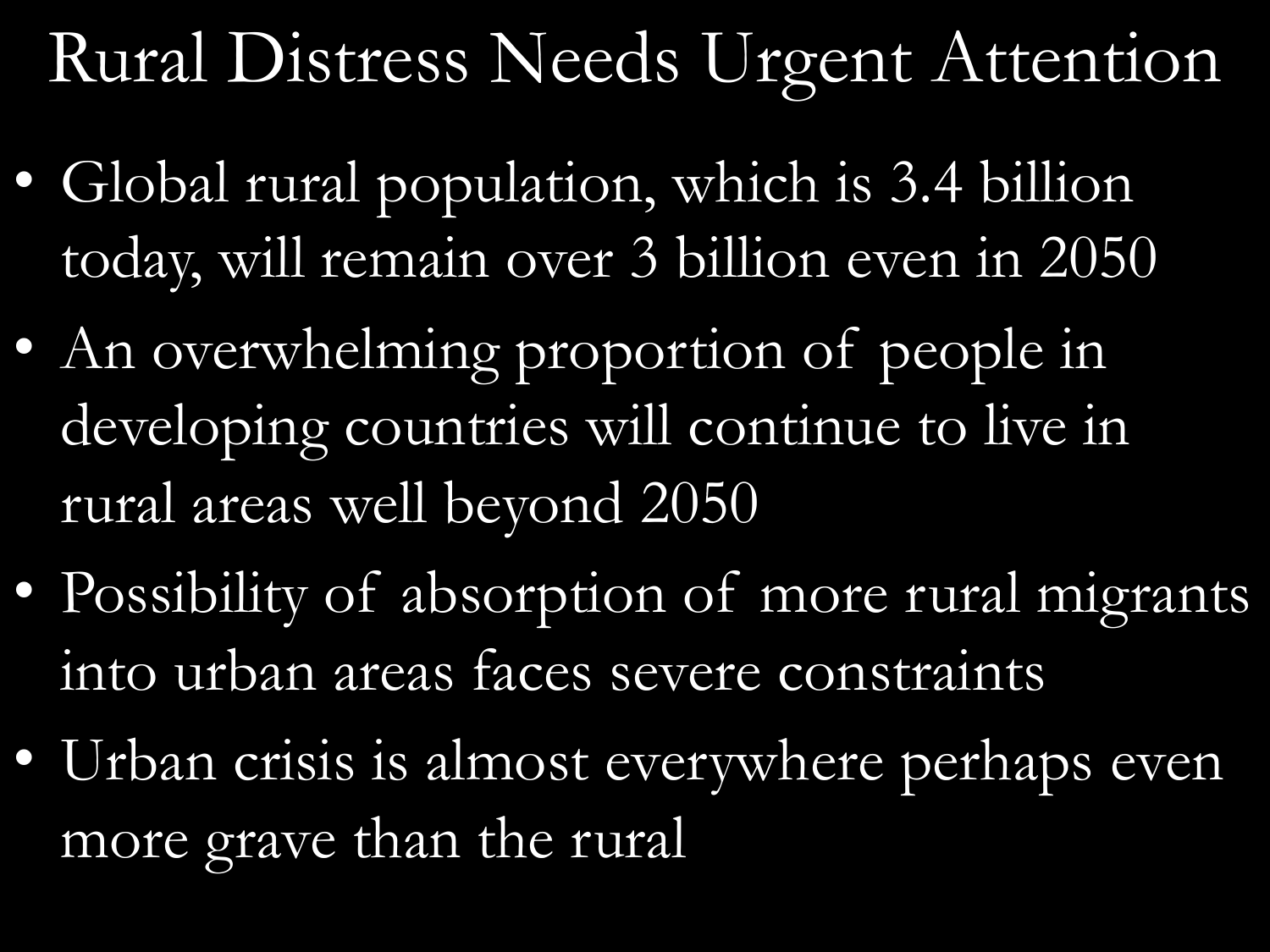# Rural Distress Needs Urgent Attention

- Global rural population, which is 3.4 billion today, will remain over 3 billion even in 2050
- An overwhelming proportion of people in developing countries will continue to live in rural areas well beyond 2050
- Possibility of absorption of more rural migrants into urban areas faces severe constraints
- Urban crisis is almost everywhere perhaps even more grave than the rural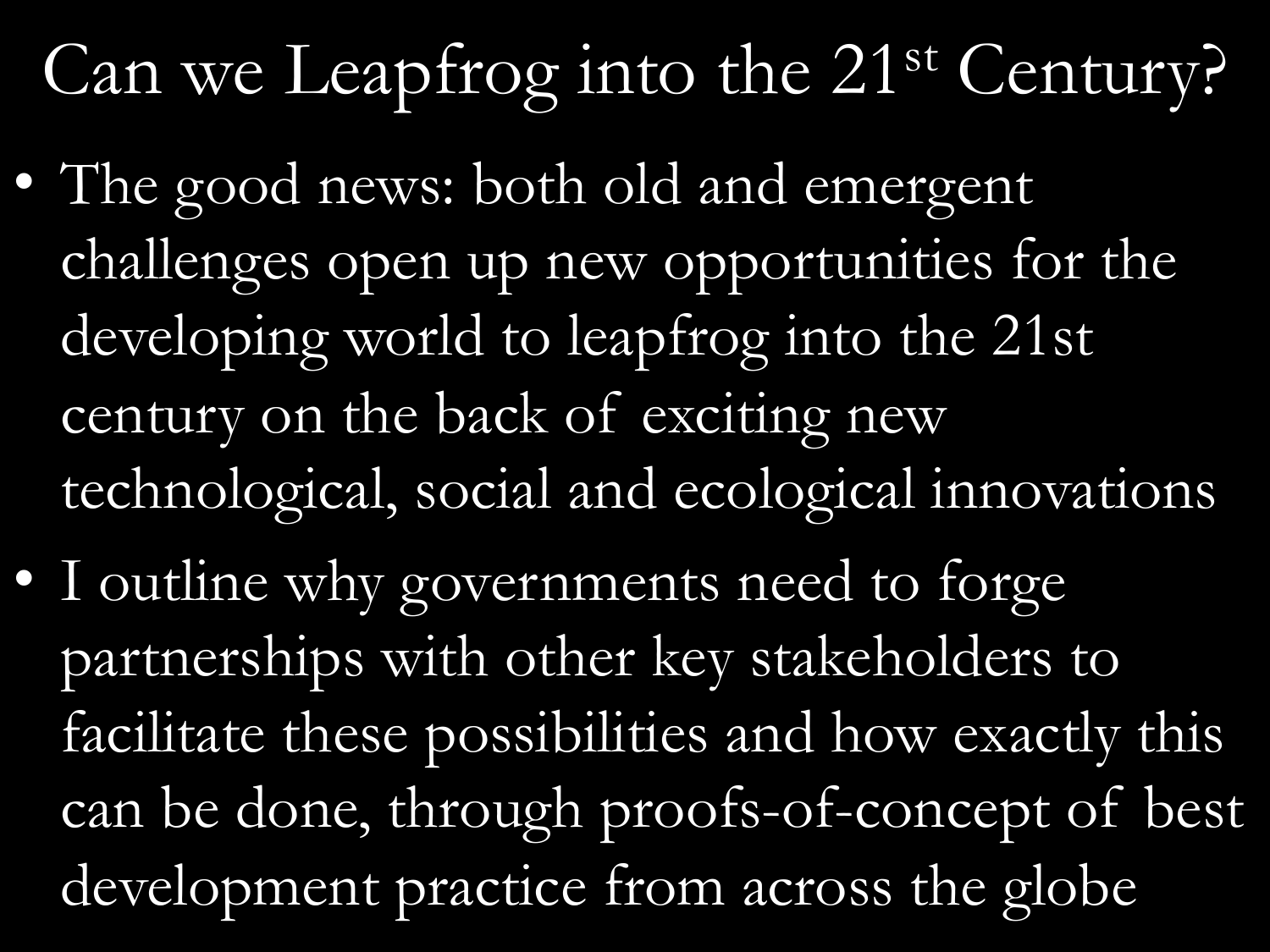# Can we Leapfrog into the 21st Century?

- The good news: both old and emergent challenges open up new opportunities for the developing world to leapfrog into the 21st century on the back of exciting new technological, social and ecological innovations
- I outline why governments need to forge partnerships with other key stakeholders to facilitate these possibilities and how exactly this can be done, through proofs-of-concept of best development practice from across the globe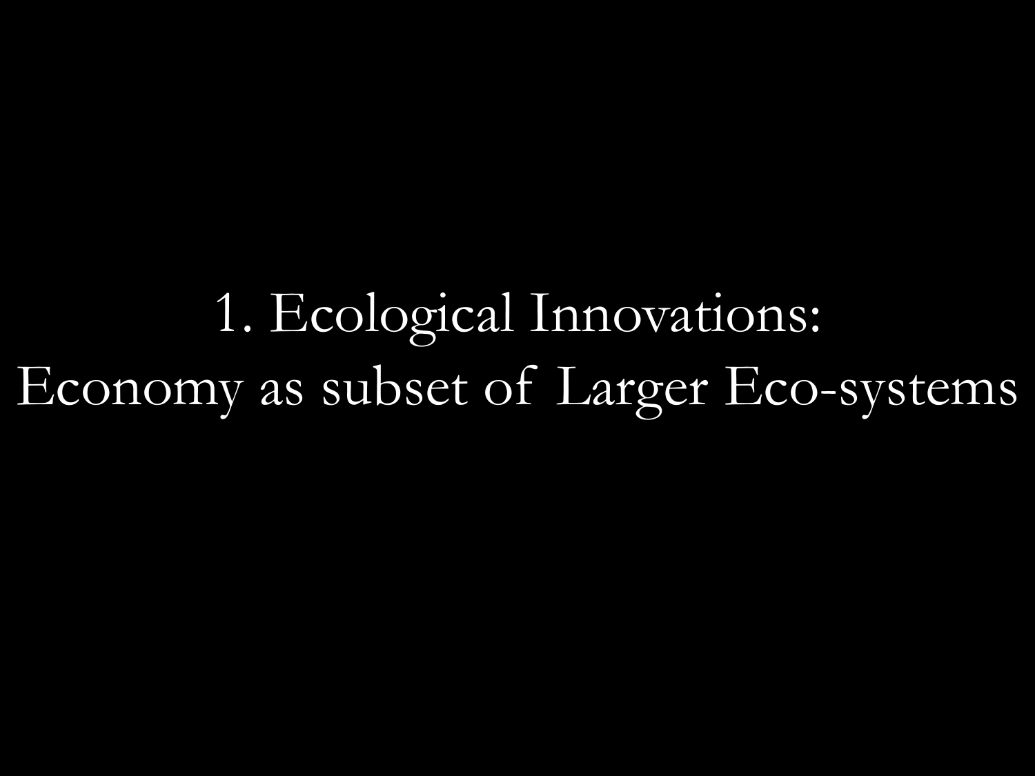# 1. Ecological Innovations: Economy as subset of Larger Eco-systems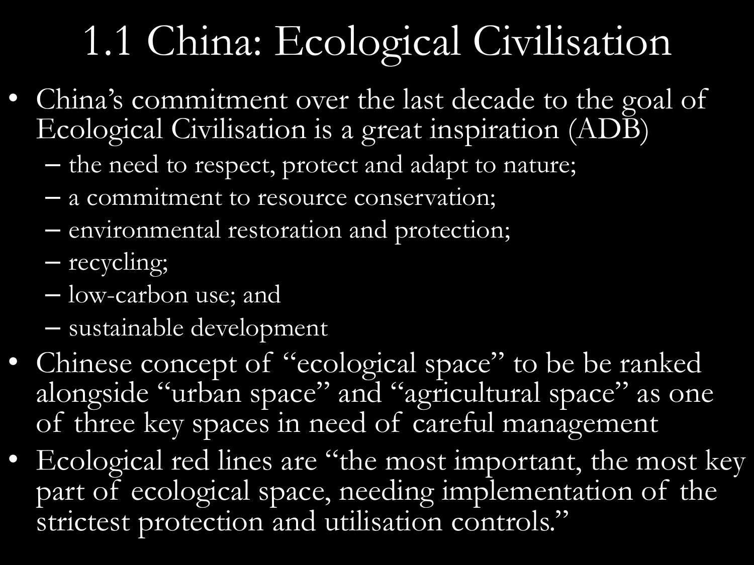# 1.1 China: Ecological Civilisation

- China's commitment over the last decade to the goal of Ecological Civilisation is a great inspiration (ADB)
  - the need to respect, protect and adapt to nature;
  - a commitment to resource conservation;
  - environmental restoration and protection;
  - recycling;
  - low-carbon use; and
  - sustainable development
- Chinese concept of "ecological space" to be be ranked alongside "urban space" and "agricultural space" as one of three key spaces in need of careful management
- Ecological red lines are "the most important, the most key part of ecological space, needing implementation of the strictest protection and utilisation controls."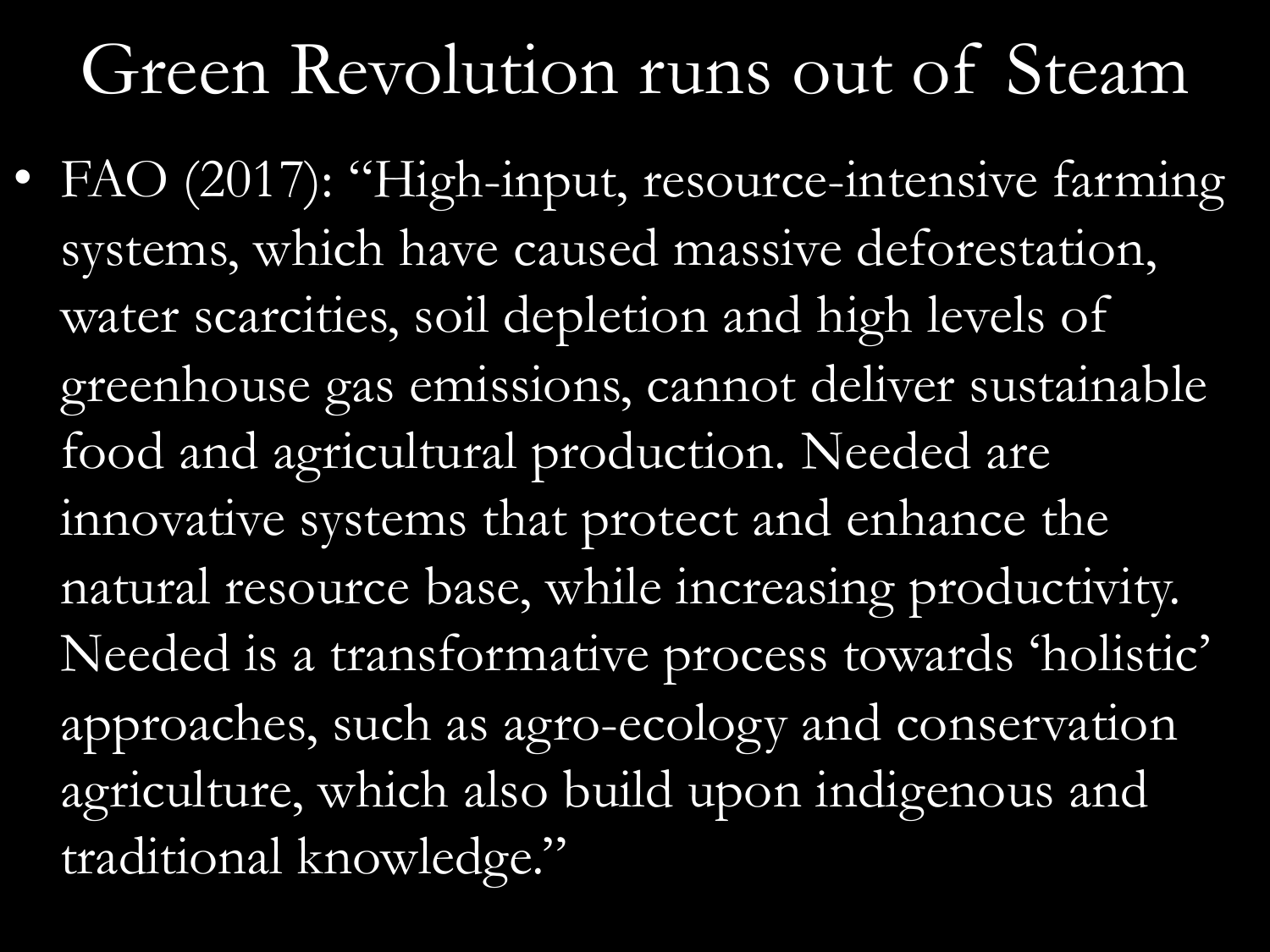# Green Revolution runs out of Steam

- FAO (2017): "High-input, resource-intensive farming systems, which have caused massive deforestation, water scarcities, soil depletion and high levels of greenhouse gas emissions, cannot deliver sustainable food and agricultural production. Needed are innovative systems that protect and enhance the natural resource base, while increasing productivity. Needed is a transformative process towards 'holistic' approaches, such as agro-ecology and conservation agriculture, which also build upon indigenous and traditional knowledge."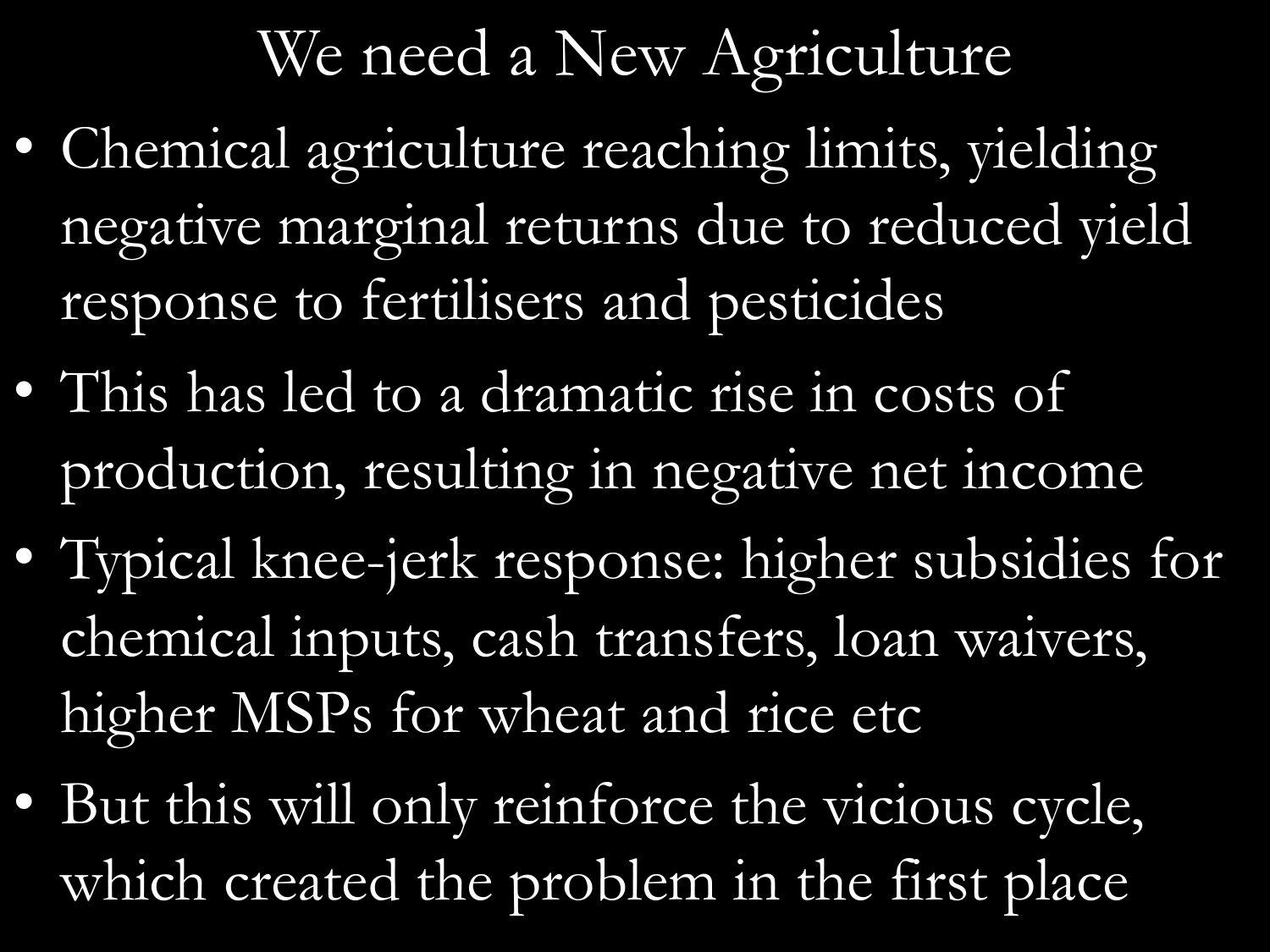# We need a New Agriculture

- Chemical agriculture reaching limits, yielding negative marginal returns due to reduced yield response to fertilisers and pesticides
- This has led to a dramatic rise in costs of production, resulting in negative net income
- Typical knee-jerk response: higher subsidies for chemical inputs, cash transfers, loan waivers, higher MSPs for wheat and rice etc
- But this will only reinforce the vicious cycle, which created the problem in the first place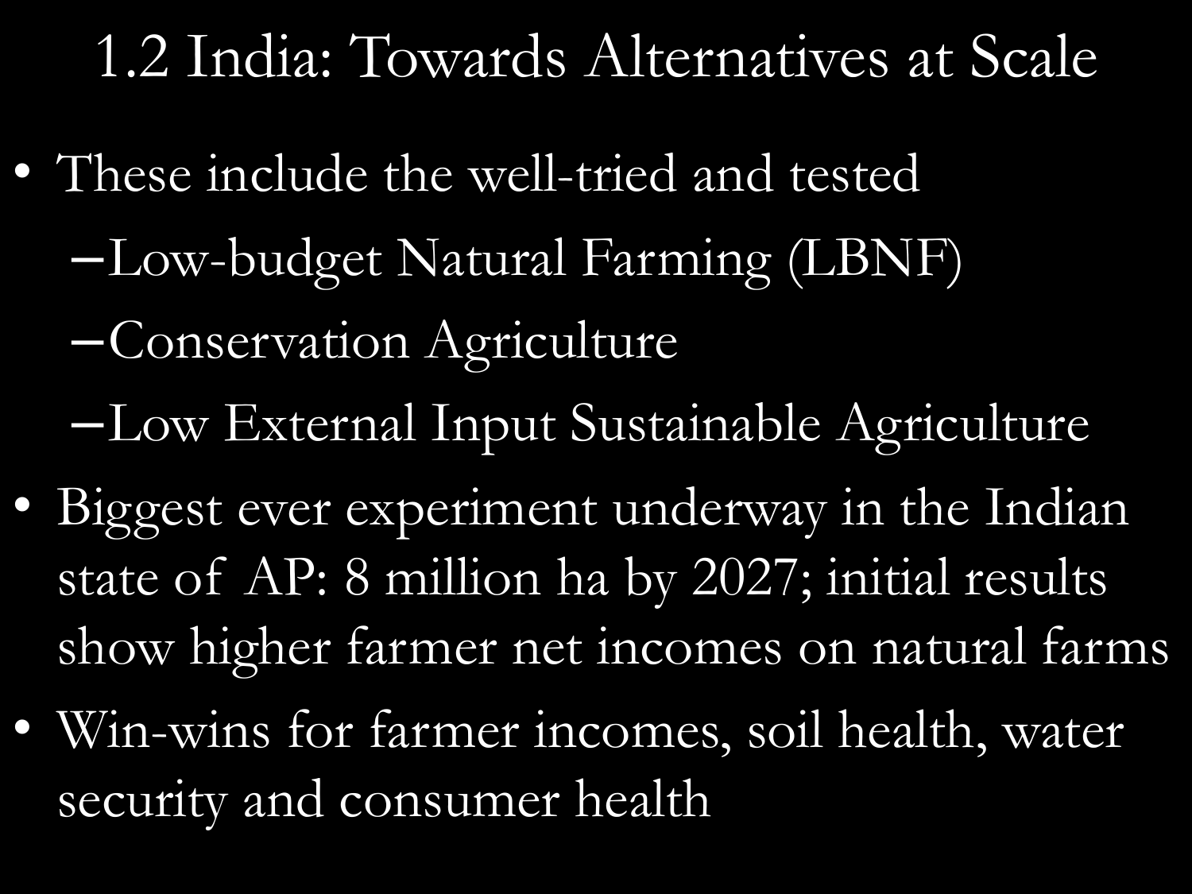# 1.2 India: Towards Alternatives at Scale

- These include the well-tried and tested
  - Low-budget Natural Farming (LBNF)
  - Conservation Agriculture
  - Low External Input Sustainable Agriculture
- Biggest ever experiment underway in the Indian state of AP: 8 million ha by 2027; initial results show higher farmer net incomes on natural farms
- Win-wins for farmer incomes, soil health, water security and consumer health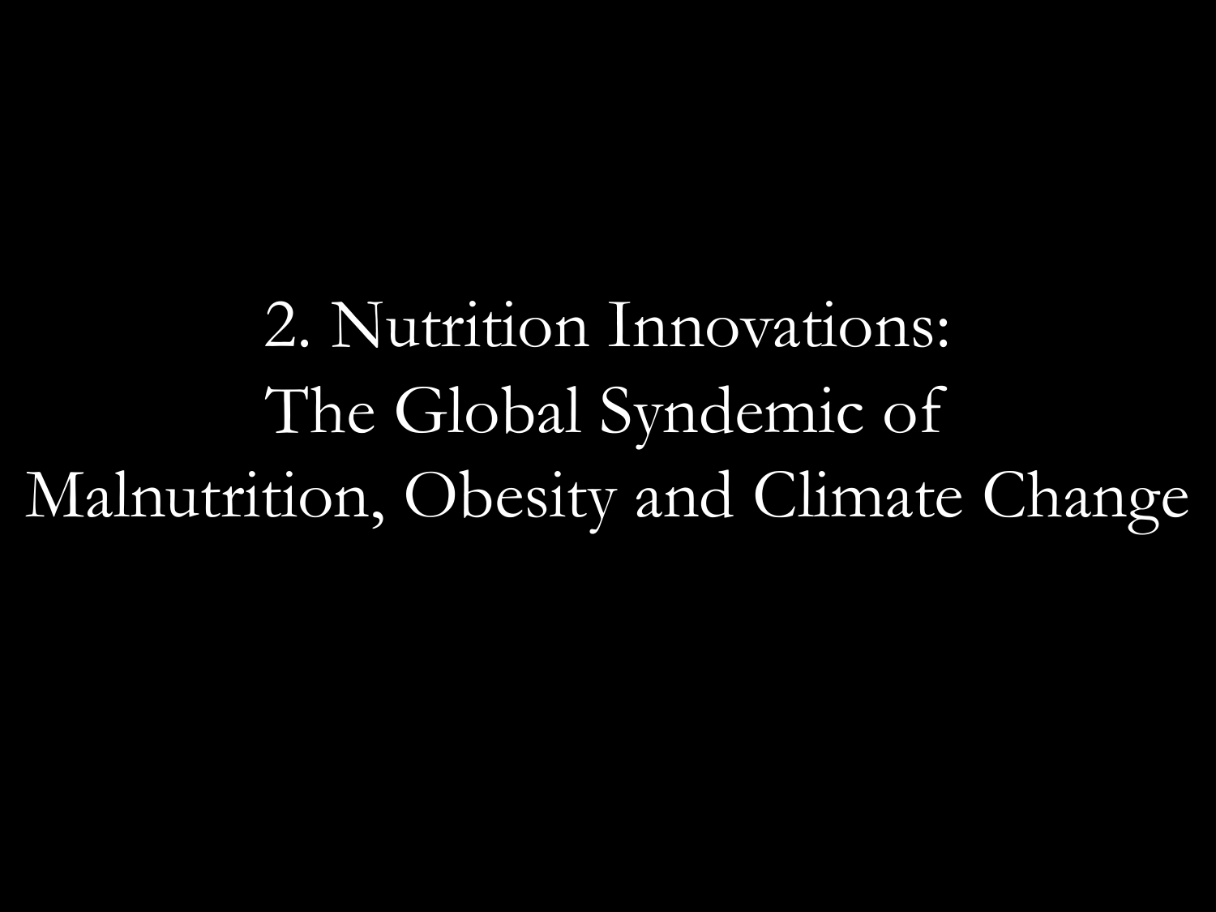# 2. Nutrition Innovations: The Global Syndemic of Malnutrition, Obesity and Climate Change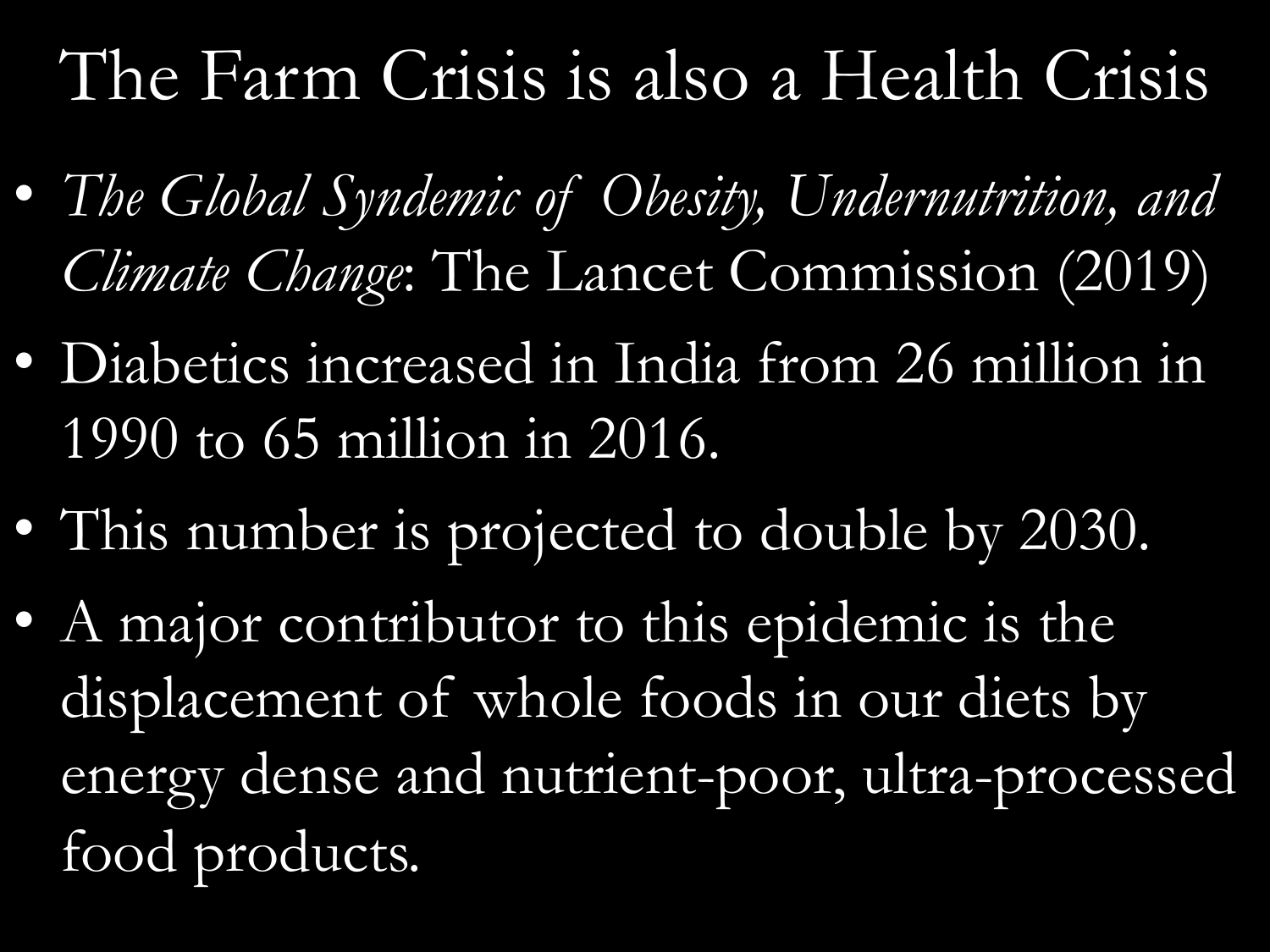# The Farm Crisis is also a Health Crisis

- *The Global Syndemic of Obesity, Undernutrition, and Climate Change*: The Lancet Commission (2019)
- Diabetics increased in India from 26 million in 1990 to 65 million in 2016.
- This number is projected to double by 2030.
- A major contributor to this epidemic is the displacement of whole foods in our diets by energy dense and nutrient-poor, ultra-processed food products.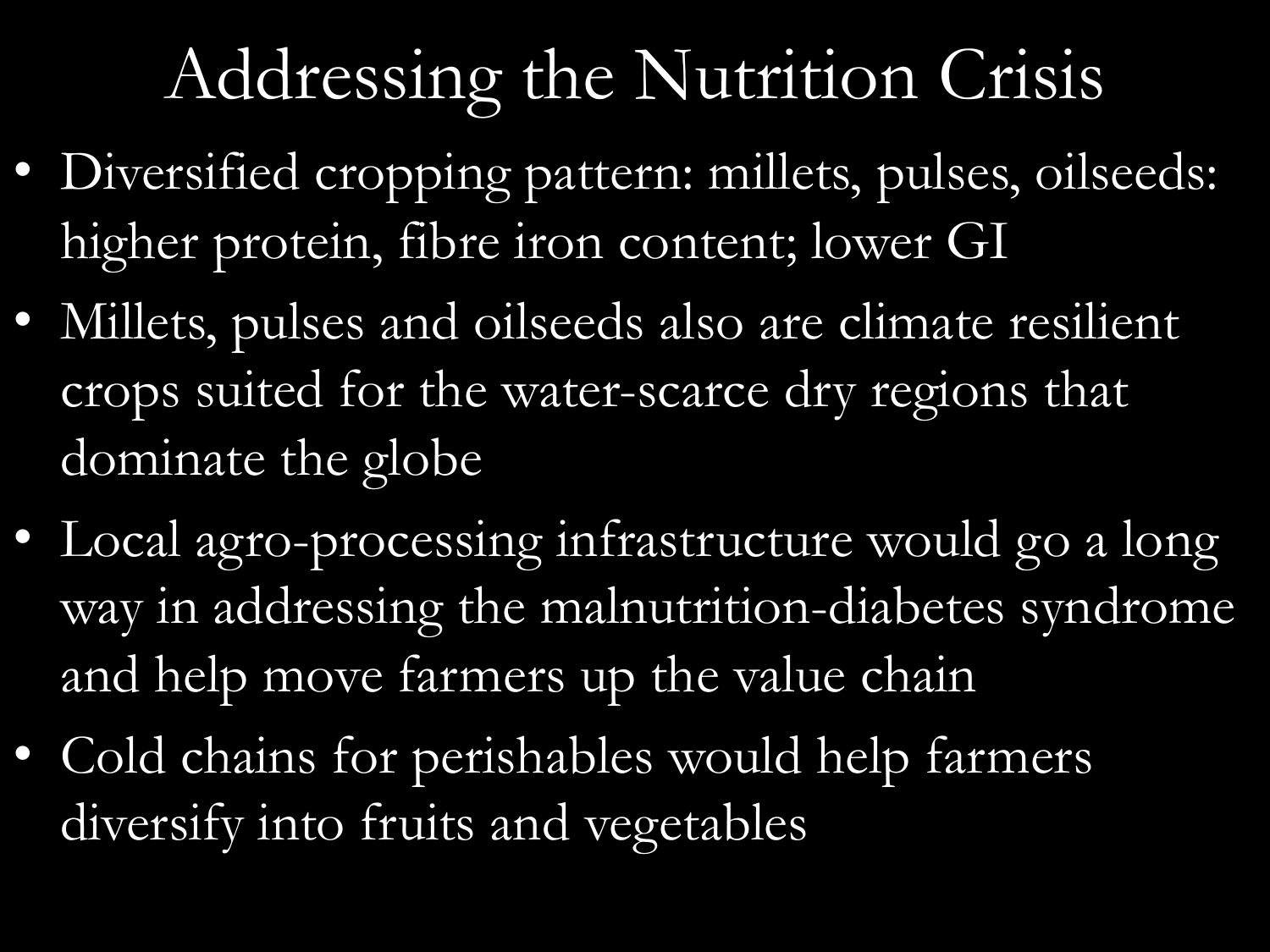# Addressing the Nutrition Crisis

- Diversified cropping pattern: millets, pulses, oilseeds: higher protein, fibre iron content; lower GI
- Millets, pulses and oilseeds also are climate resilient crops suited for the water-scarce dry regions that dominate the globe
- Local agro-processing infrastructure would go a long way in addressing the malnutrition-diabetes syndrome and help move farmers up the value chain
- Cold chains for perishables would help farmers diversify into fruits and vegetables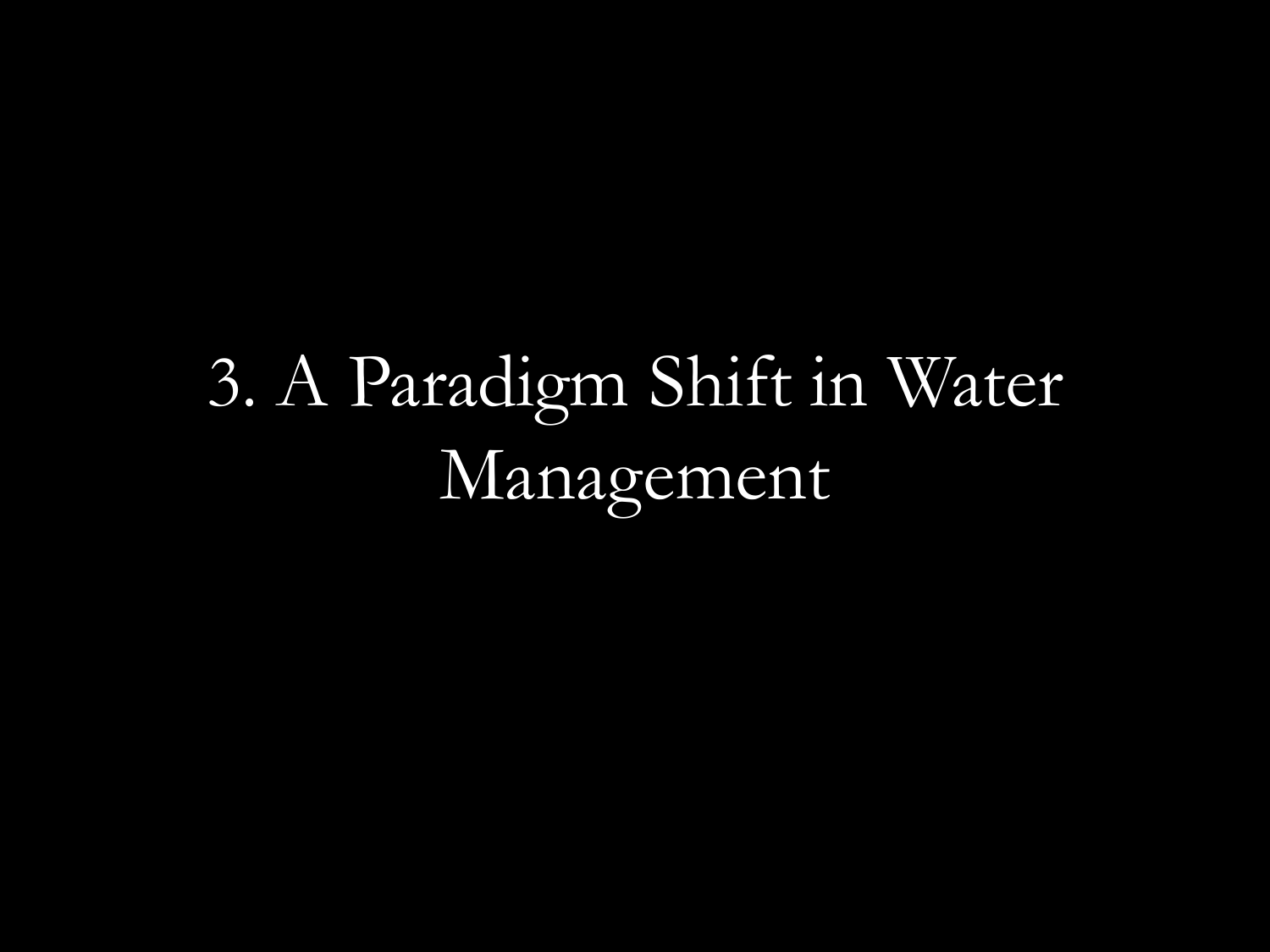# 3. A Paradigm Shift in Water Management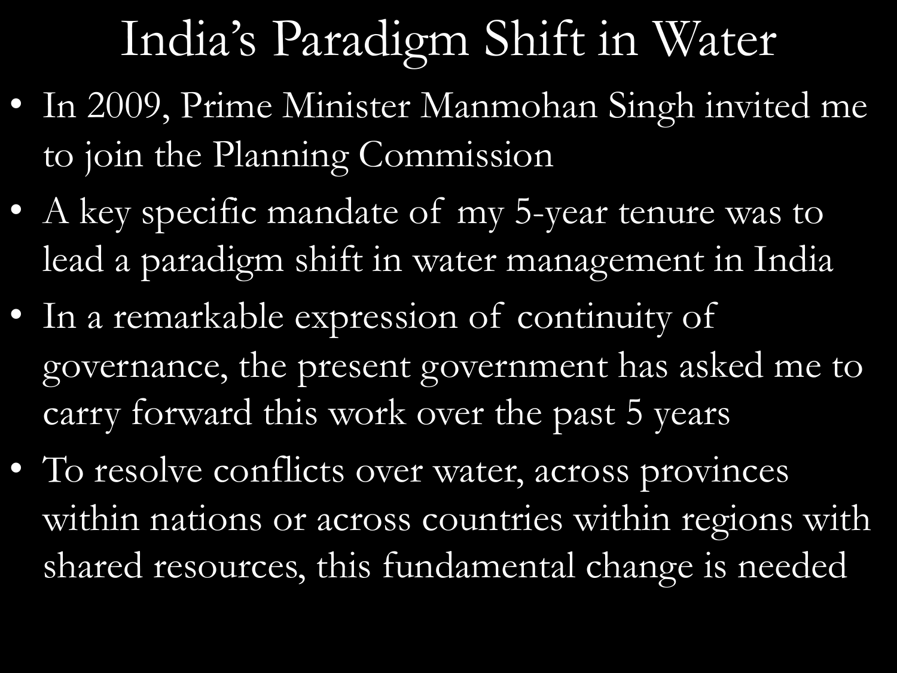# India's Paradigm Shift in Water

- In 2009, Prime Minister Manmohan Singh invited me to join the Planning Commission
- A key specific mandate of my 5-year tenure was to lead a paradigm shift in water management in India
- In a remarkable expression of continuity of governance, the present government has asked me to carry forward this work over the past 5 years
- To resolve conflicts over water, across provinces within nations or across countries within regions with shared resources, this fundamental change is needed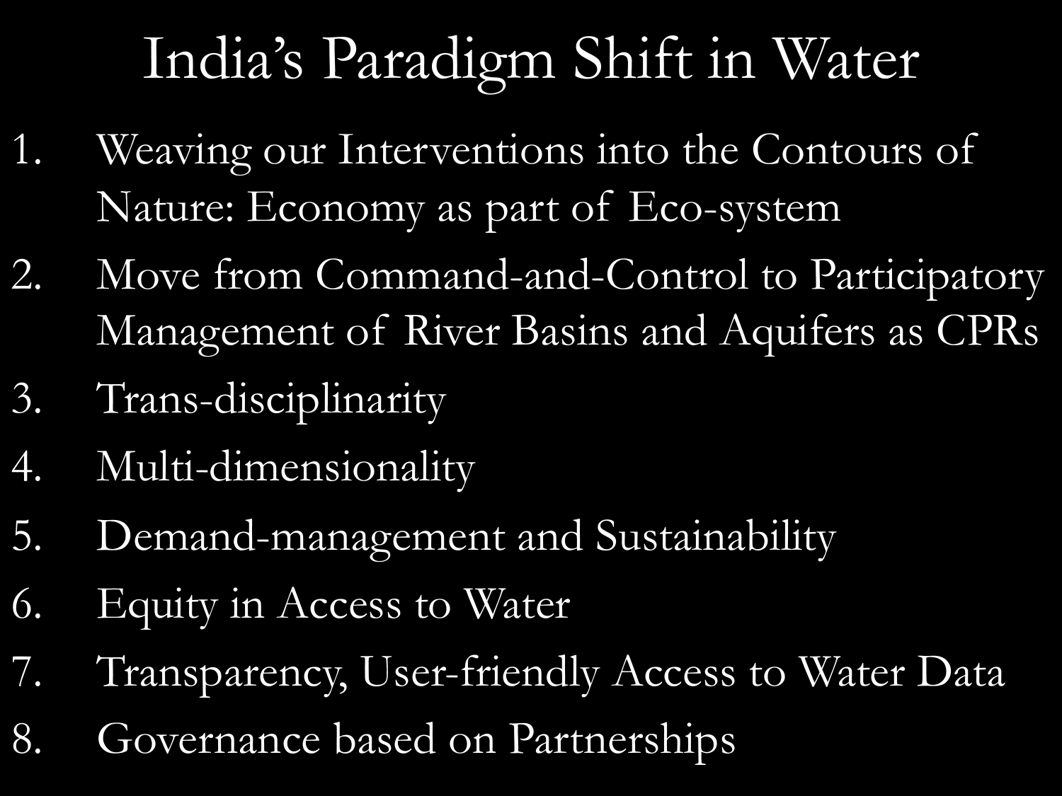# India's Paradigm Shift in Water

1. Weaving our Interventions into the Contours of Nature: Economy as part of Eco-system
2. Move from Command-and-Control to Participatory Management of River Basins and Aquifers as CPRs
3. Trans-disciplinarity
4. Multi-dimensionality
5. Demand-management and Sustainability
6. Equity in Access to Water
7. Transparency, User-friendly Access to Water Data
8. Governance based on Partnerships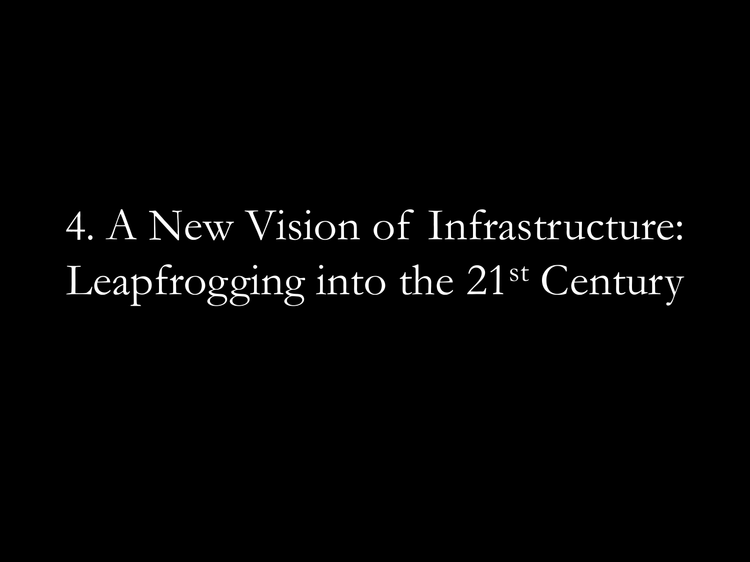# 4. A New Vision of Infrastructure: Leapfrogging into the 21st Century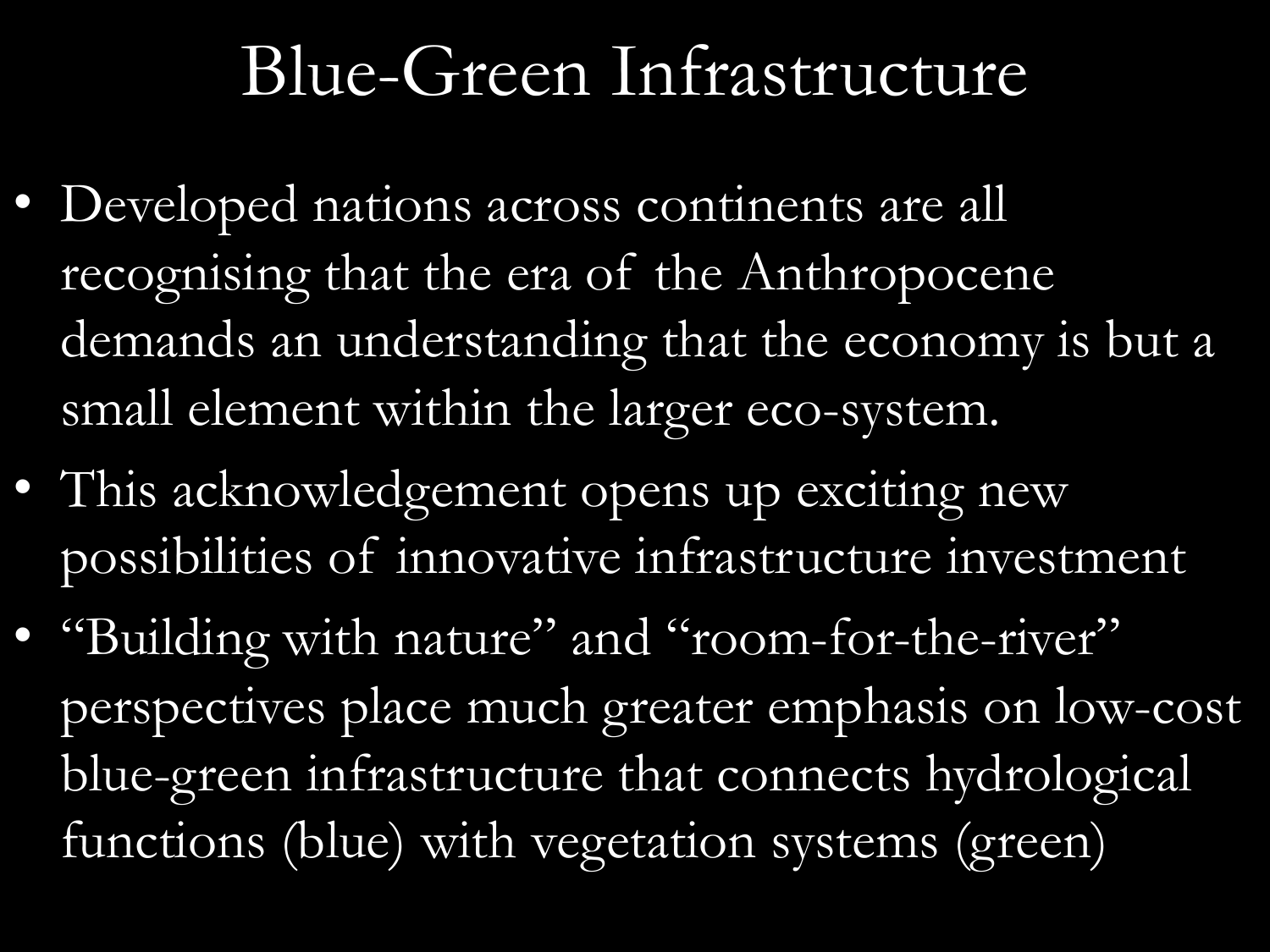# Blue-Green Infrastructure

- Developed nations across continents are all recognising that the era of the Anthropocene demands an understanding that the economy is but a small element within the larger eco-system.
- This acknowledgement opens up exciting new possibilities of innovative infrastructure investment
- "Building with nature" and "room-for-the-river" perspectives place much greater emphasis on low-cost blue-green infrastructure that connects hydrological functions (blue) with vegetation systems (green)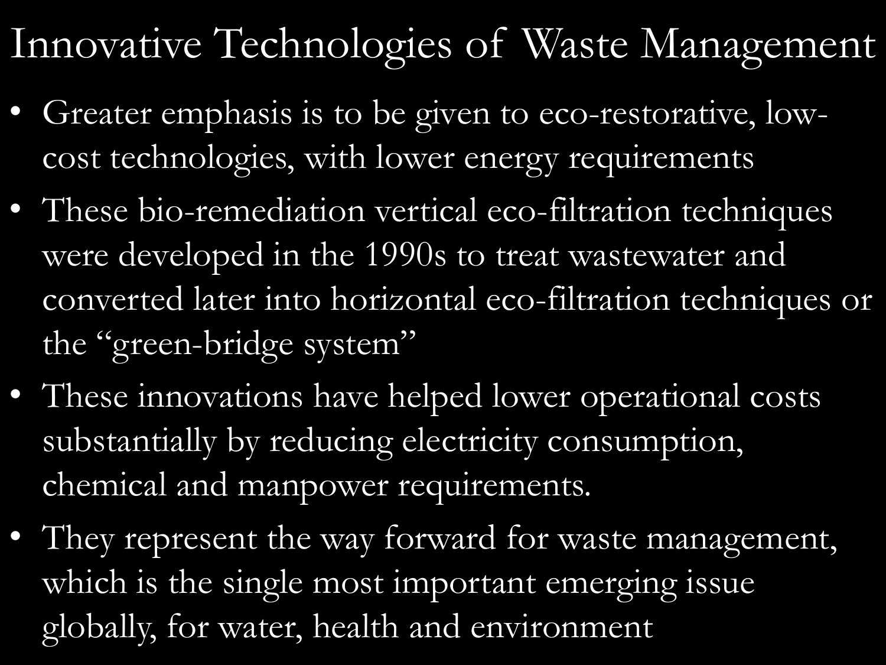# Innovative Technologies of Waste Management

- Greater emphasis is to be given to eco-restorative, low-cost technologies, with lower energy requirements
- These bio-remediation vertical eco-filtration techniques were developed in the 1990s to treat wastewater and converted later into horizontal eco-filtration techniques or the "green-bridge system"
- These innovations have helped lower operational costs substantially by reducing electricity consumption, chemical and manpower requirements.
- They represent the way forward for waste management, which is the single most important emerging issue globally, for water, health and environment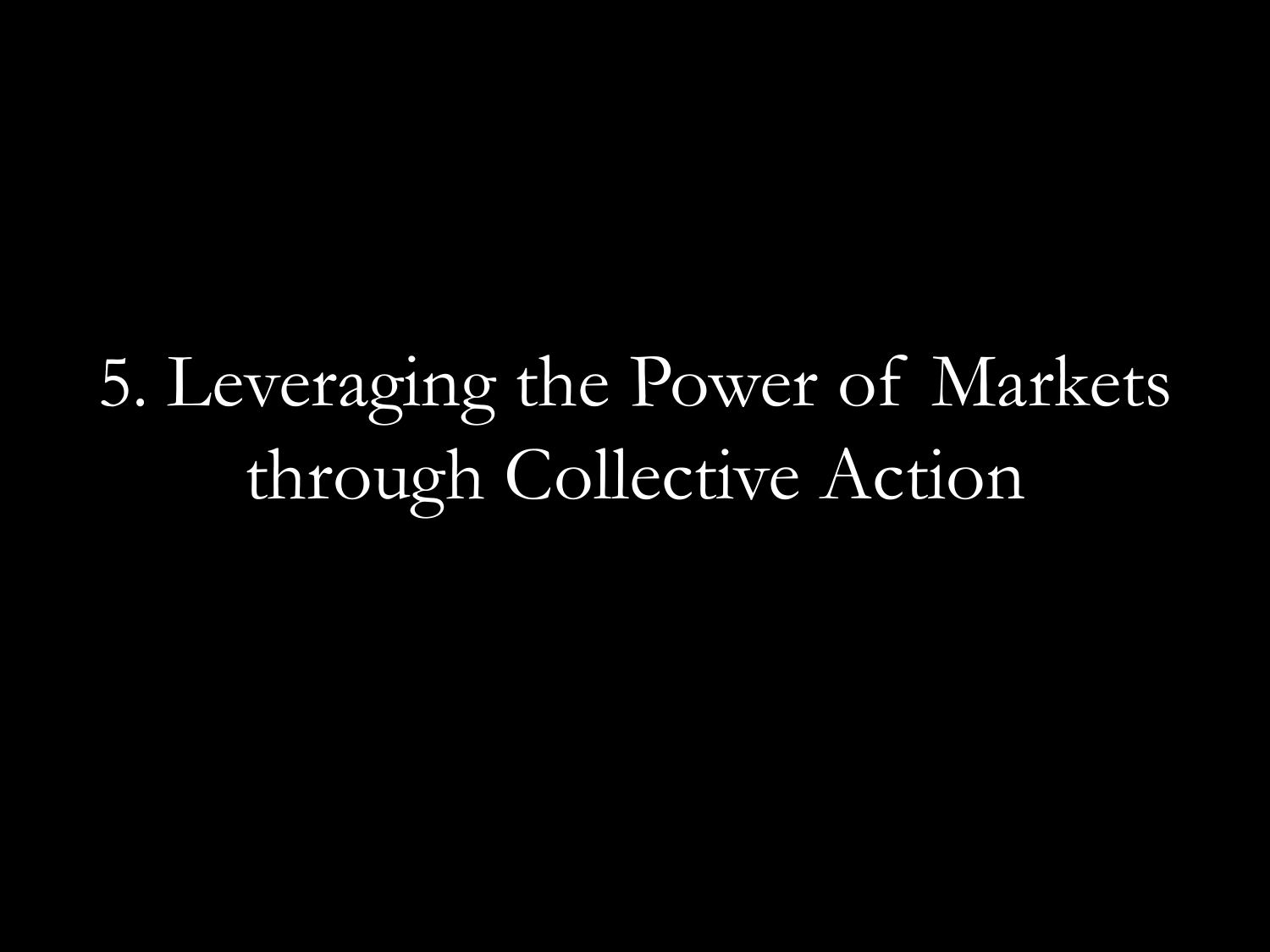# 5. Leveraging the Power of Markets through Collective Action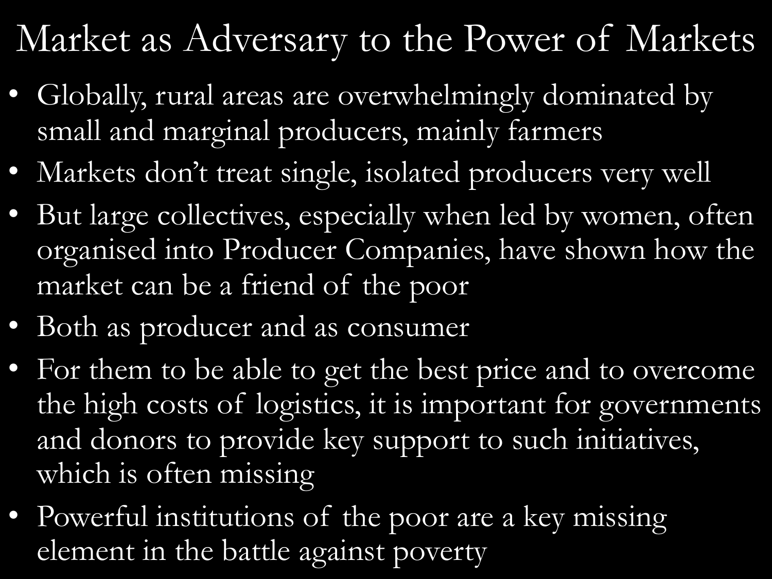# Market as Adversary to the Power of Markets

- Globally, rural areas are overwhelmingly dominated by small and marginal producers, mainly farmers
- Markets don't treat single, isolated producers very well
- But large collectives, especially when led by women, often organised into Producer Companies, have shown how the market can be a friend of the poor
- Both as producer and as consumer
- For them to be able to get the best price and to overcome the high costs of logistics, it is important for governments and donors to provide key support to such initiatives, which is often missing
- Powerful institutions of the poor are a key missing element in the battle against poverty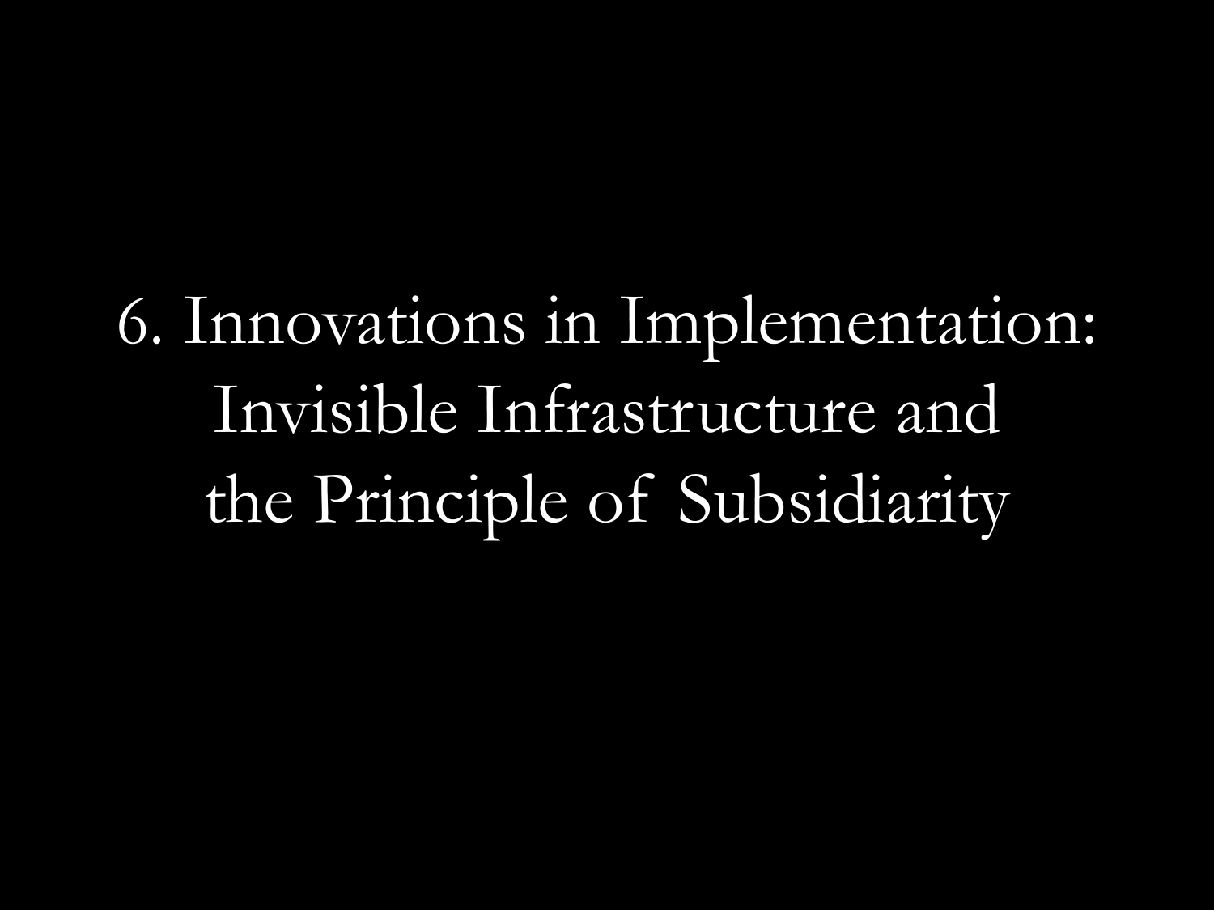# 6. Innovations in Implementation: Invisible Infrastructure and the Principle of Subsidiarity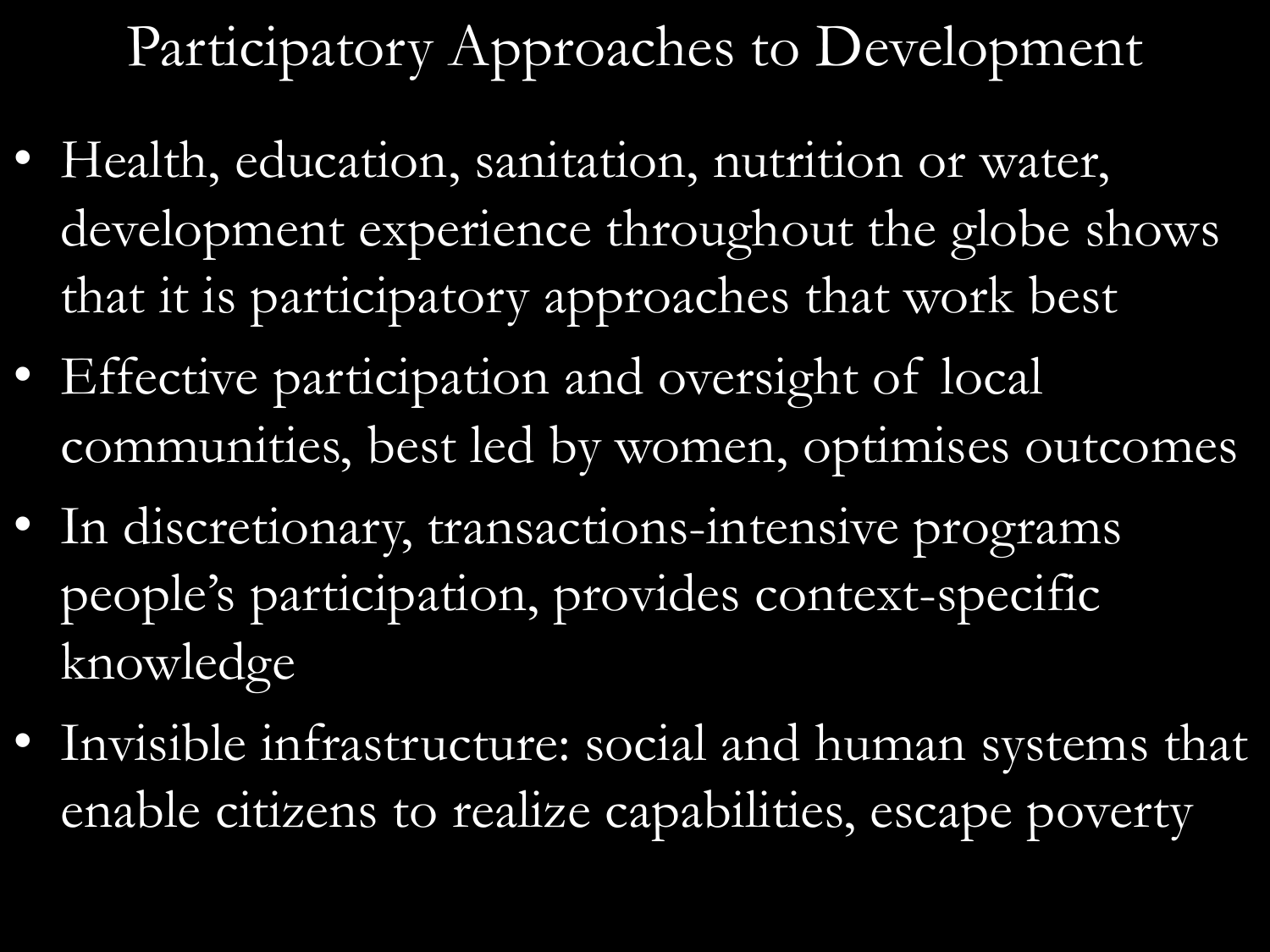# Participatory Approaches to Development

- Health, education, sanitation, nutrition or water, development experience throughout the globe shows that it is participatory approaches that work best
- Effective participation and oversight of local communities, best led by women, optimises outcomes
- In discretionary, transactions-intensive programs people's participation, provides context-specific knowledge
- Invisible infrastructure: social and human systems that enable citizens to realize capabilities, escape poverty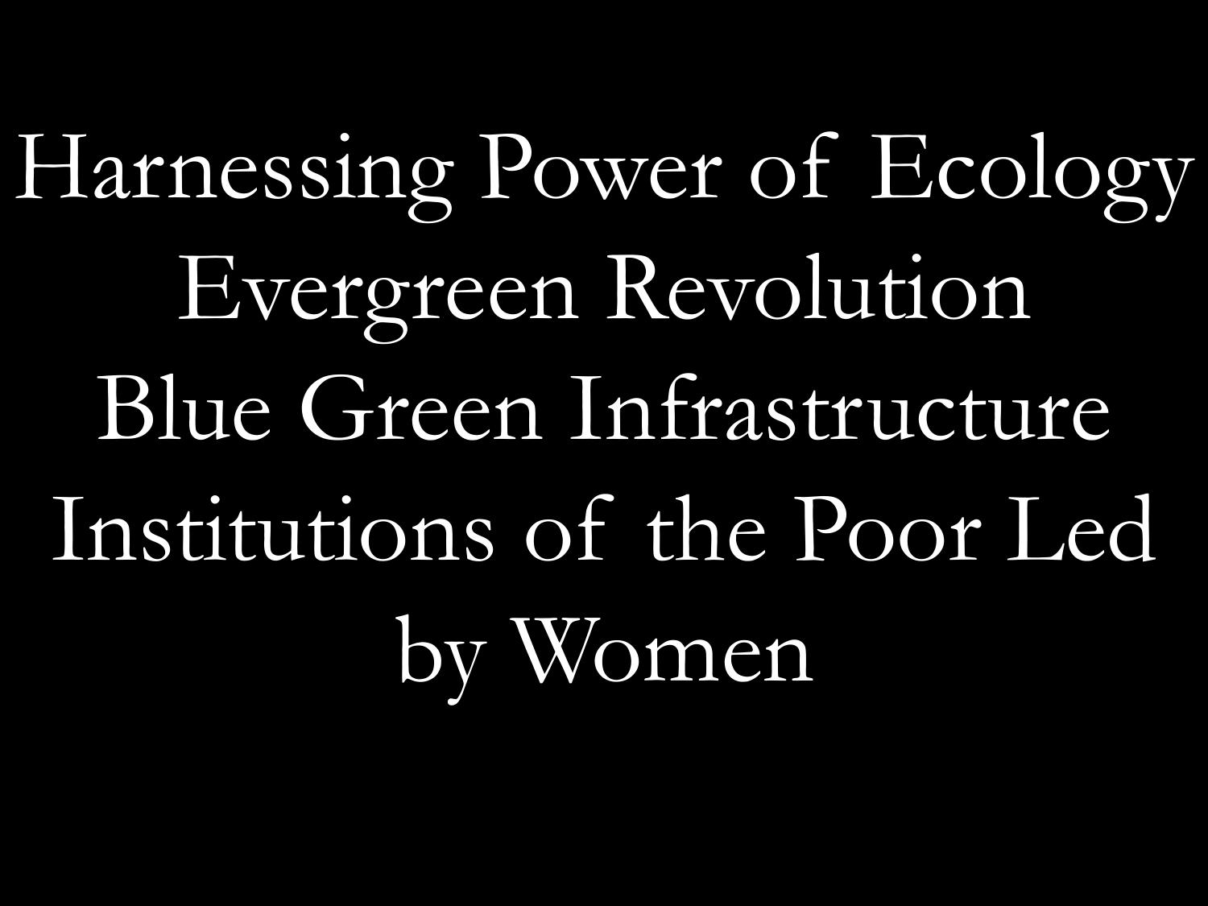Harnessing Power of Ecology

Evergreen Revolution

Blue Green Infrastructure

Institutions of the Poor Led by Women